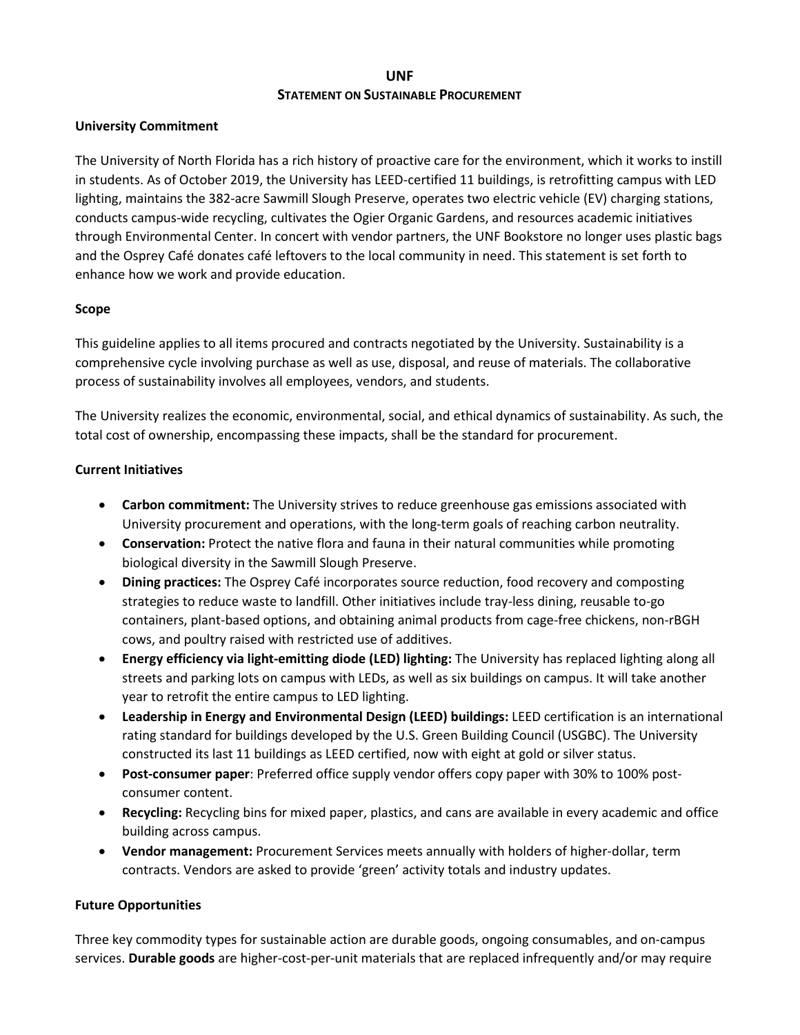# UNF

## Statement on Sustainable Procurement

**University Commitment**

The University of North Florida has a rich history of proactive care for the environment, which it works to instill in students. As of October 2019, the University has LEED-certified 11 buildings, is retrofitting campus with LED lighting, maintains the 382-acre Sawmill Slough Preserve, operates two electric vehicle (EV) charging stations, conducts campus-wide recycling, cultivates the Ogier Organic Gardens, and resources academic initiatives through Environmental Center. In concert with vendor partners, the UNF Bookstore no longer uses plastic bags and the Osprey Café donates café leftovers to the local community in need. This statement is set forth to enhance how we work and provide education.

**Scope**

This guideline applies to all items procured and contracts negotiated by the University. Sustainability is a comprehensive cycle involving purchase as well as use, disposal, and reuse of materials. The collaborative process of sustainability involves all employees, vendors, and students.

The University realizes the economic, environmental, social, and ethical dynamics of sustainability. As such, the total cost of ownership, encompassing these impacts, shall be the standard for procurement.

**Current Initiatives**

- **Carbon commitment:** The University strives to reduce greenhouse gas emissions associated with University procurement and operations, with the long-term goals of reaching carbon neutrality.
- **Conservation:** Protect the native flora and fauna in their natural communities while promoting biological diversity in the Sawmill Slough Preserve.
- **Dining practices:** The Osprey Café incorporates source reduction, food recovery and composting strategies to reduce waste to landfill. Other initiatives include tray-less dining, reusable to-go containers, plant-based options, and obtaining animal products from cage-free chickens, non-rBGH cows, and poultry raised with restricted use of additives.
- **Energy efficiency via light-emitting diode (LED) lighting:** The University has replaced lighting along all streets and parking lots on campus with LEDs, as well as six buildings on campus. It will take another year to retrofit the entire campus to LED lighting.
- **Leadership in Energy and Environmental Design (LEED) buildings:** LEED certification is an international rating standard for buildings developed by the U.S. Green Building Council (USGBC). The University constructed its last 11 buildings as LEED certified, now with eight at gold or silver status.
- **Post-consumer paper**: Preferred office supply vendor offers copy paper with 30% to 100% post-consumer content.
- **Recycling:** Recycling bins for mixed paper, plastics, and cans are available in every academic and office building across campus.
- **Vendor management:** Procurement Services meets annually with holders of higher-dollar, term contracts. Vendors are asked to provide 'green' activity totals and industry updates.

**Future Opportunities**

Three key commodity types for sustainable action are durable goods, ongoing consumables, and on-campus services. **Durable goods** are higher-cost-per-unit materials that are replaced infrequently and/or may require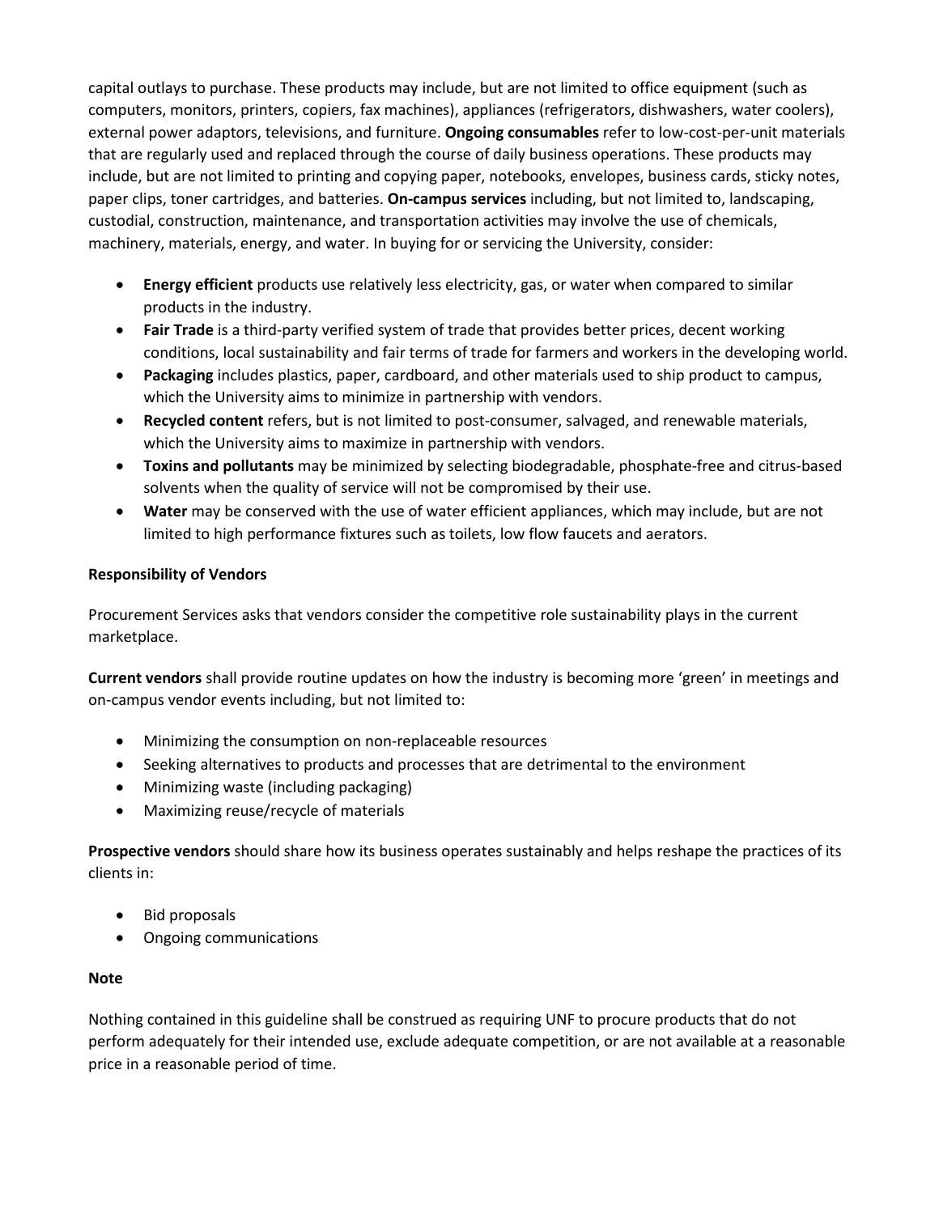capital outlays to purchase. These products may include, but are not limited to office equipment (such as computers, monitors, printers, copiers, fax machines), appliances (refrigerators, dishwashers, water coolers), external power adaptors, televisions, and furniture. **Ongoing consumables** refer to low-cost-per-unit materials that are regularly used and replaced through the course of daily business operations. These products may include, but are not limited to printing and copying paper, notebooks, envelopes, business cards, sticky notes, paper clips, toner cartridges, and batteries. **On-campus services** including, but not limited to, landscaping, custodial, construction, maintenance, and transportation activities may involve the use of chemicals, machinery, materials, energy, and water. In buying for or servicing the University, consider:

- **Energy efficient** products use relatively less electricity, gas, or water when compared to similar products in the industry.
- **Fair Trade** is a third-party verified system of trade that provides better prices, decent working conditions, local sustainability and fair terms of trade for farmers and workers in the developing world.
- **Packaging** includes plastics, paper, cardboard, and other materials used to ship product to campus, which the University aims to minimize in partnership with vendors.
- **Recycled content** refers, but is not limited to post-consumer, salvaged, and renewable materials, which the University aims to maximize in partnership with vendors.
- **Toxins and pollutants** may be minimized by selecting biodegradable, phosphate-free and citrus-based solvents when the quality of service will not be compromised by their use.
- **Water** may be conserved with the use of water efficient appliances, which may include, but are not limited to high performance fixtures such as toilets, low flow faucets and aerators.

**Responsibility of Vendors**

Procurement Services asks that vendors consider the competitive role sustainability plays in the current marketplace.

**Current vendors** shall provide routine updates on how the industry is becoming more 'green' in meetings and on-campus vendor events including, but not limited to:

- Minimizing the consumption on non-replaceable resources
- Seeking alternatives to products and processes that are detrimental to the environment
- Minimizing waste (including packaging)
- Maximizing reuse/recycle of materials

**Prospective vendors** should share how its business operates sustainably and helps reshape the practices of its clients in:

- Bid proposals
- Ongoing communications

**Note**

Nothing contained in this guideline shall be construed as requiring UNF to procure products that do not perform adequately for their intended use, exclude adequate competition, or are not available at a reasonable price in a reasonable period of time.